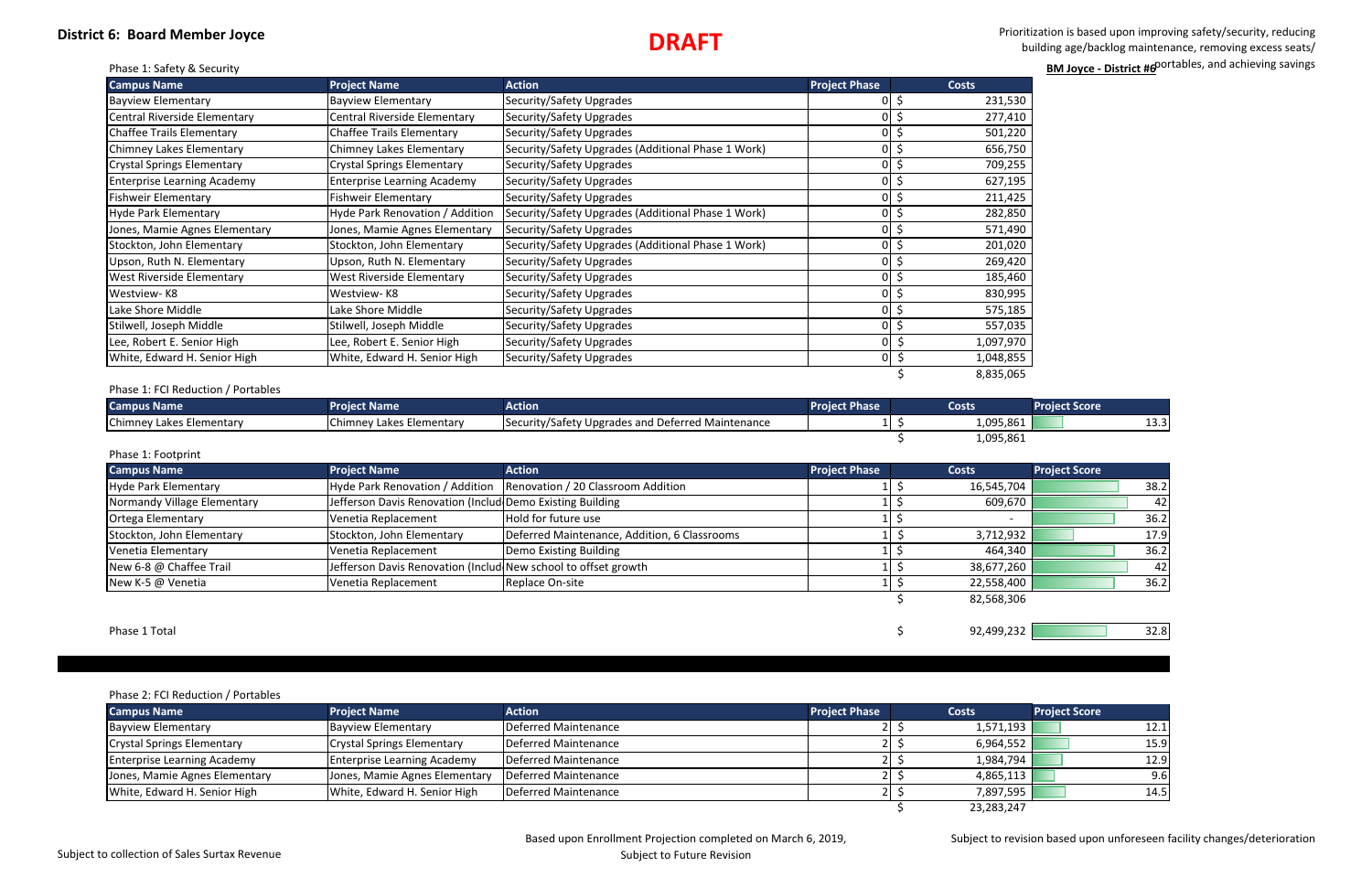# District 6: Board Member Joyce

**DRAFT**

Prioritization is based upon improving safety/security, reducing building age/backlog maintenance, removing excess seats/ portables, and achieving savings

**BM Joyce - District #6**

Phase 1: Safety & Security

| Campus Name | Project Name | Action | Project Phase | Costs |
|---|---|---|---|---|
| Bayview Elementary | Bayview Elementary | Security/Safety Upgrades | 0 | $ 231,530 |
| Central Riverside Elementary | Central Riverside Elementary | Security/Safety Upgrades | 0 | $ 277,410 |
| Chaffee Trails Elementary | Chaffee Trails Elementary | Security/Safety Upgrades | 0 | $ 501,220 |
| Chimney Lakes Elementary | Chimney Lakes Elementary | Security/Safety Upgrades (Additional Phase 1 Work) | 0 | $ 656,750 |
| Crystal Springs Elementary | Crystal Springs Elementary | Security/Safety Upgrades | 0 | $ 709,255 |
| Enterprise Learning Academy | Enterprise Learning Academy | Security/Safety Upgrades | 0 | $ 627,195 |
| Fishweir Elementary | Fishweir Elementary | Security/Safety Upgrades | 0 | $ 211,425 |
| Hyde Park Elementary | Hyde Park Renovation / Addition | Security/Safety Upgrades (Additional Phase 1 Work) | 0 | $ 282,850 |
| Jones, Mamie Agnes Elementary | Jones, Mamie Agnes Elementary | Security/Safety Upgrades | 0 | $ 571,490 |
| Stockton, John Elementary | Stockton, John Elementary | Security/Safety Upgrades (Additional Phase 1 Work) | 0 | $ 201,020 |
| Upson, Ruth N. Elementary | Upson, Ruth N. Elementary | Security/Safety Upgrades | 0 | $ 269,420 |
| West Riverside Elementary | West Riverside Elementary | Security/Safety Upgrades | 0 | $ 185,460 |
| Westview- K8 | Westview- K8 | Security/Safety Upgrades | 0 | $ 830,995 |
| Lake Shore Middle | Lake Shore Middle | Security/Safety Upgrades | 0 | $ 575,185 |
| Stilwell, Joseph Middle | Stilwell, Joseph Middle | Security/Safety Upgrades | 0 | $ 557,035 |
| Lee, Robert E. Senior High | Lee, Robert E. Senior High | Security/Safety Upgrades | 0 | $ 1,097,970 |
| White, Edward H. Senior High | White, Edward H. Senior High | Security/Safety Upgrades | 0 | $ 1,048,855 |
| | | | | $ 8,835,065 |

Phase 1: FCI Reduction / Portables

| Campus Name | Project Name | Action | Project Phase | Costs | Project Score |
|---|---|---|---|---|---|
| Chimney Lakes Elementary | Chimney Lakes Elementary | Security/Safety Upgrades and Deferred Maintenance | 1 | $ 1,095,861 | 13.3 |
| | | | | $ 1,095,861 | |

Phase 1: Footprint

| Campus Name | Project Name | Action | Project Phase | Costs | Project Score |
|---|---|---|---|---|---|
| Hyde Park Elementary | Hyde Park Renovation / Addition | Renovation / 20 Classroom Addition | 1 | $ 16,545,704 | 38.2 |
| Normandy Village Elementary | Jefferson Davis Renovation (Includ | Demo Existing Building | 1 | $ 609,670 | 42 |
| Ortega Elementary | Venetia Replacement | Hold for future use | 1 | $ - | 36.2 |
| Stockton, John Elementary | Stockton, John Elementary | Deferred Maintenance, Addition, 6 Classrooms | 1 | $ 3,712,932 | 17.9 |
| Venetia Elementary | Venetia Replacement | Demo Existing Building | 1 | $ 464,340 | 36.2 |
| New 6-8 @ Chaffee Trail | Jefferson Davis Renovation (Includ | New school to offset growth | 1 | $ 38,677,260 | 42 |
| New K-5 @ Venetia | Venetia Replacement | Replace On-site | 1 | $ 22,558,400 | 36.2 |
| | | | | $ 82,568,306 | |

| Phase 1 Total | | | | $ 92,499,232 | 32.8 |
|---|---|---|---|---|---|

Phase 2: FCI Reduction / Portables

| Campus Name | Project Name | Action | Project Phase | Costs | Project Score |
|---|---|---|---|---|---|
| Bayview Elementary | Bayview Elementary | Deferred Maintenance | 2 | $ 1,571,193 | 12.1 |
| Crystal Springs Elementary | Crystal Springs Elementary | Deferred Maintenance | 2 | $ 6,964,552 | 15.9 |
| Enterprise Learning Academy | Enterprise Learning Academy | Deferred Maintenance | 2 | $ 1,984,794 | 12.9 |
| Jones, Mamie Agnes Elementary | Jones, Mamie Agnes Elementary | Deferred Maintenance | 2 | $ 4,865,113 | 9.6 |
| White, Edward H. Senior High | White, Edward H. Senior High | Deferred Maintenance | 2 | $ 7,897,595 | 14.5 |
| | | | | $ 23,283,247 | |

Subject to collection of Sales Surtax Revenue

Based upon Enrollment Projection completed on March 6, 2019, Subject to Future Revision

Subject to revision based upon unforeseen facility changes/deterioration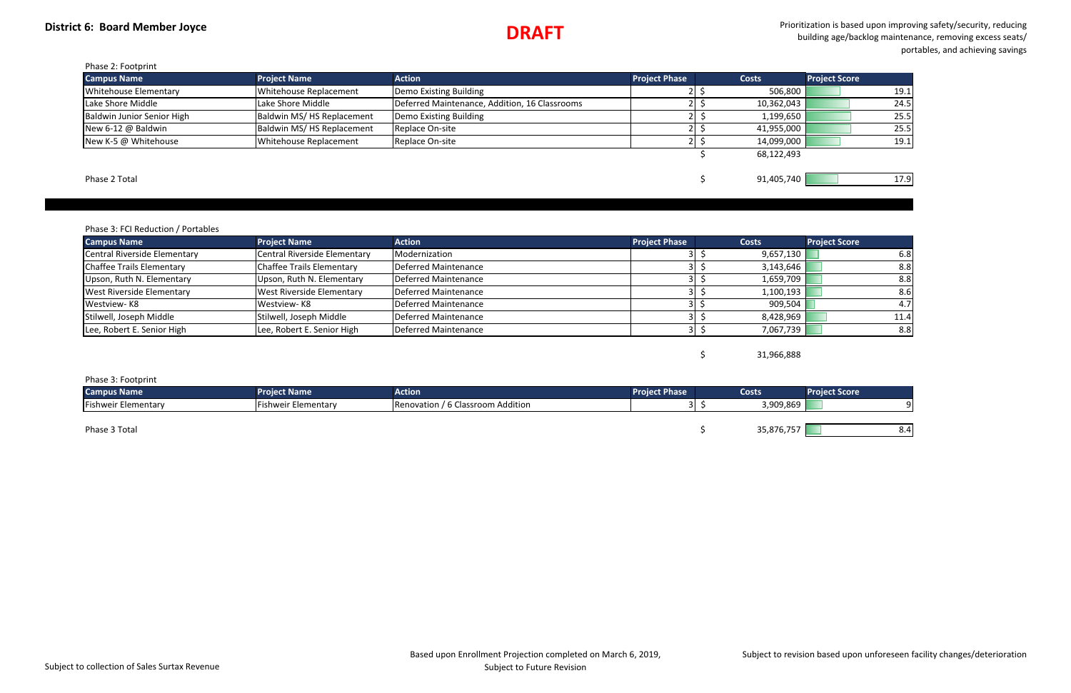**District 6: Board Member Joyce**

**DRAFT**

Prioritization is based upon improving safety/security, reducing building age/backlog maintenance, removing excess seats/ portables, and achieving savings

Phase 2: Footprint

| Campus Name | Project Name | Action | Project Phase | Costs | Project Score |
|---|---|---|---|---|---|
| Whitehouse Elementary | Whitehouse Replacement | Demo Existing Building | 2 | $ 506,800 | 19.1 |
| Lake Shore Middle | Lake Shore Middle | Deferred Maintenance, Addition, 16 Classrooms | 2 | $ 10,362,043 | 24.5 |
| Baldwin Junior Senior High | Baldwin MS/ HS Replacement | Demo Existing Building | 2 | $ 1,199,650 | 25.5 |
| New 6-12 @ Baldwin | Baldwin MS/ HS Replacement | Replace On-site | 2 | $ 41,955,000 | 25.5 |
| New K-5 @ Whitehouse | Whitehouse Replacement | Replace On-site | 2 | $ 14,099,000 | 19.1 |
| | | | | $ 68,122,493 | |

| | | |
|---|---|---|
| Phase 2 Total | $ 91,405,740 | 17.9 |

Phase 3: FCI Reduction / Portables

| Campus Name | Project Name | Action | Project Phase | Costs | Project Score |
|---|---|---|---|---|---|
| Central Riverside Elementary | Central Riverside Elementary | Modernization | 3 | $ 9,657,130 | 6.8 |
| Chaffee Trails Elementary | Chaffee Trails Elementary | Deferred Maintenance | 3 | $ 3,143,646 | 8.8 |
| Upson, Ruth N. Elementary | Upson, Ruth N. Elementary | Deferred Maintenance | 3 | $ 1,659,709 | 8.8 |
| West Riverside Elementary | West Riverside Elementary | Deferred Maintenance | 3 | $ 1,100,193 | 8.6 |
| Westview- K8 | Westview- K8 | Deferred Maintenance | 3 | $ 909,504 | 4.7 |
| Stilwell, Joseph Middle | Stilwell, Joseph Middle | Deferred Maintenance | 3 | $ 8,428,969 | 11.4 |
| Lee, Robert E. Senior High | Lee, Robert E. Senior High | Deferred Maintenance | 3 | $ 7,067,739 | 8.8 |
| | | | | $ 31,966,888 | |

Phase 3: Footprint

| Campus Name | Project Name | Action | Project Phase | Costs | Project Score |
|---|---|---|---|---|---|
| Fishweir Elementary | Fishweir Elementary | Renovation / 6 Classroom Addition | 3 | $ 3,909,869 | 9 |

| | | |
|---|---|---|
| Phase 3 Total | $ 35,876,757 | 8.4 |

Subject to collection of Sales Surtax Revenue

Based upon Enrollment Projection completed on March 6, 2019, Subject to Future Revision

Subject to revision based upon unforeseen facility changes/deterioration